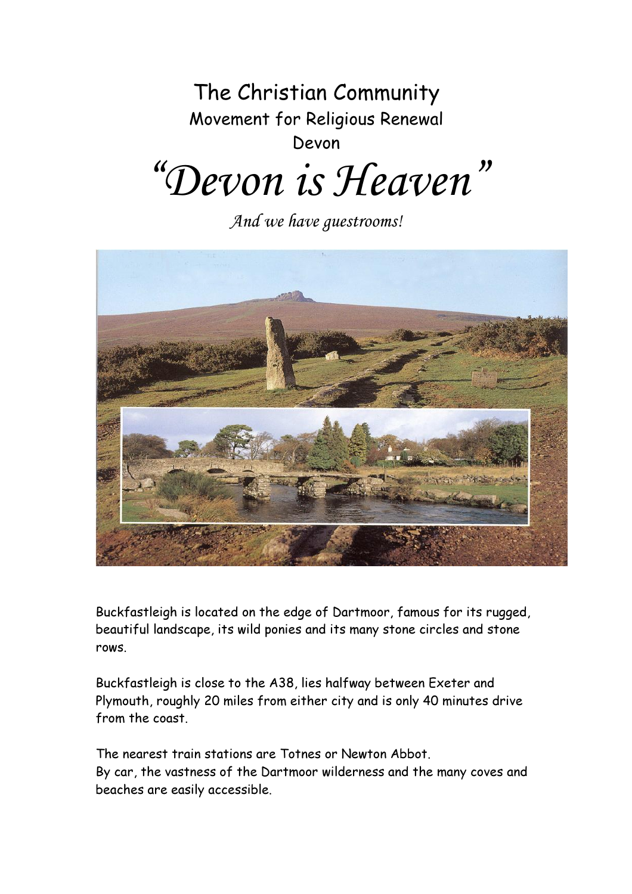# The Christian Community

Movement for Religious Renewal

Devon

# *"Devon is Heaven"*

*And we have guestrooms!*

Buckfastleigh is located on the edge of Dartmoor, famous for its rugged, beautiful landscape, its wild ponies and its many stone circles and stone rows.

Buckfastleigh is close to the A38, lies halfway between Exeter and Plymouth, roughly 20 miles from either city and is only 40 minutes drive from the coast.

The nearest train stations are Totnes or Newton Abbot.
By car, the vastness of the Dartmoor wilderness and the many coves and beaches are easily accessible.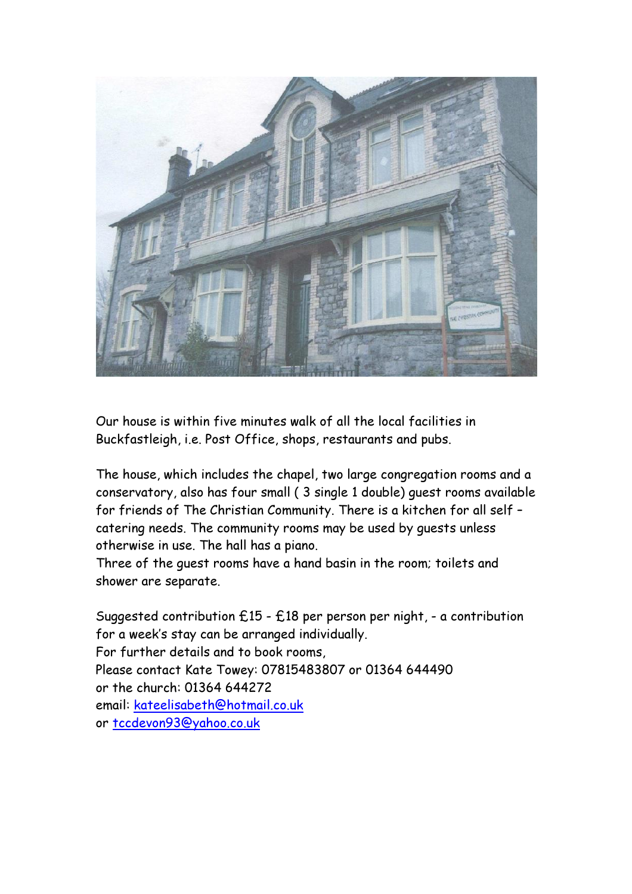Our house is within five minutes walk of all the local facilities in Buckfastleigh, i.e. Post Office, shops, restaurants and pubs.

The house, which includes the chapel, two large congregation rooms and a conservatory, also has four small ( 3 single 1 double) guest rooms available for friends of The Christian Community. There is a kitchen for all self – catering needs. The community rooms may be used by guests unless otherwise in use. The hall has a piano.
Three of the guest rooms have a hand basin in the room; toilets and shower are separate.

Suggested contribution £15 - £18 per person per night, - a contribution for a week's stay can be arranged individually.
For further details and to book rooms,
Please contact Kate Towey: 07815483807 or 01364 644490
or the church: 01364 644272
email: kateelisabeth@hotmail.co.uk
or tccdevon93@yahoo.co.uk